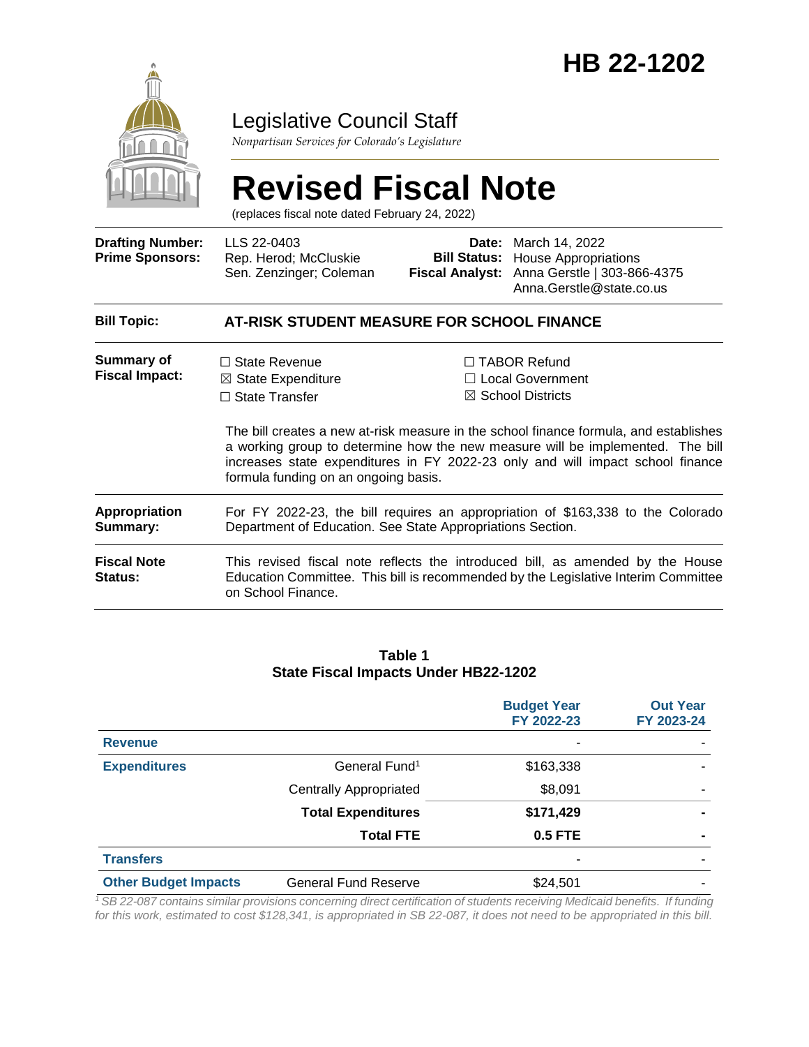# HB 22-1202

## Legislative Council Staff

*Nonpartisan Services for Colorado's Legislature*

# Revised Fiscal Note

(replaces fiscal note dated February 24, 2022)

| | | | |
|---|---|---|---|
| **Drafting Number:** | LLS 22-0403 | **Date:** | March 14, 2022 |
| **Prime Sponsors:** | Rep. Herod; McCluskie<br>Sen. Zenzinger; Coleman | **Bill Status:** | House Appropriations |
| | | **Fiscal Analyst:** | Anna Gerstle \| 303-866-4375<br>Anna.Gerstle@state.co.us |

**Bill Topic:** **AT-RISK STUDENT MEASURE FOR SCHOOL FINANCE**

**Summary of Fiscal Impact:**

☐ State Revenue
☒ State Expenditure
☐ State Transfer
☐ TABOR Refund
☐ Local Government
☒ School Districts

The bill creates a new at-risk measure in the school finance formula, and establishes a working group to determine how the new measure will be implemented. The bill increases state expenditures in FY 2022-23 only and will impact school finance formula funding on an ongoing basis.

**Appropriation Summary:** For FY 2022-23, the bill requires an appropriation of $163,338 to the Colorado Department of Education. See State Appropriations Section.

**Fiscal Note Status:** This revised fiscal note reflects the introduced bill, as amended by the House Education Committee. This bill is recommended by the Legislative Interim Committee on School Finance.

**Table 1**
**State Fiscal Impacts Under HB22-1202**

| | | Budget Year FY 2022-23 | Out Year FY 2023-24 |
|---|---|---|---|
| **Revenue** | | - | - |
| **Expenditures** | General Fund[1] | $163,338 | - |
| | Centrally Appropriated | $8,091 | - |
| | **Total Expenditures** | **$171,429** | **-** |
| | **Total FTE** | **0.5 FTE** | **-** |
| **Transfers** | | - | - |
| **Other Budget Impacts** | General Fund Reserve | $24,501 | - |

*[1] SB 22-087 contains similar provisions concerning direct certification of students receiving Medicaid benefits. If funding for this work, estimated to cost $128,341, is appropriated in SB 22-087, it does not need to be appropriated in this bill.*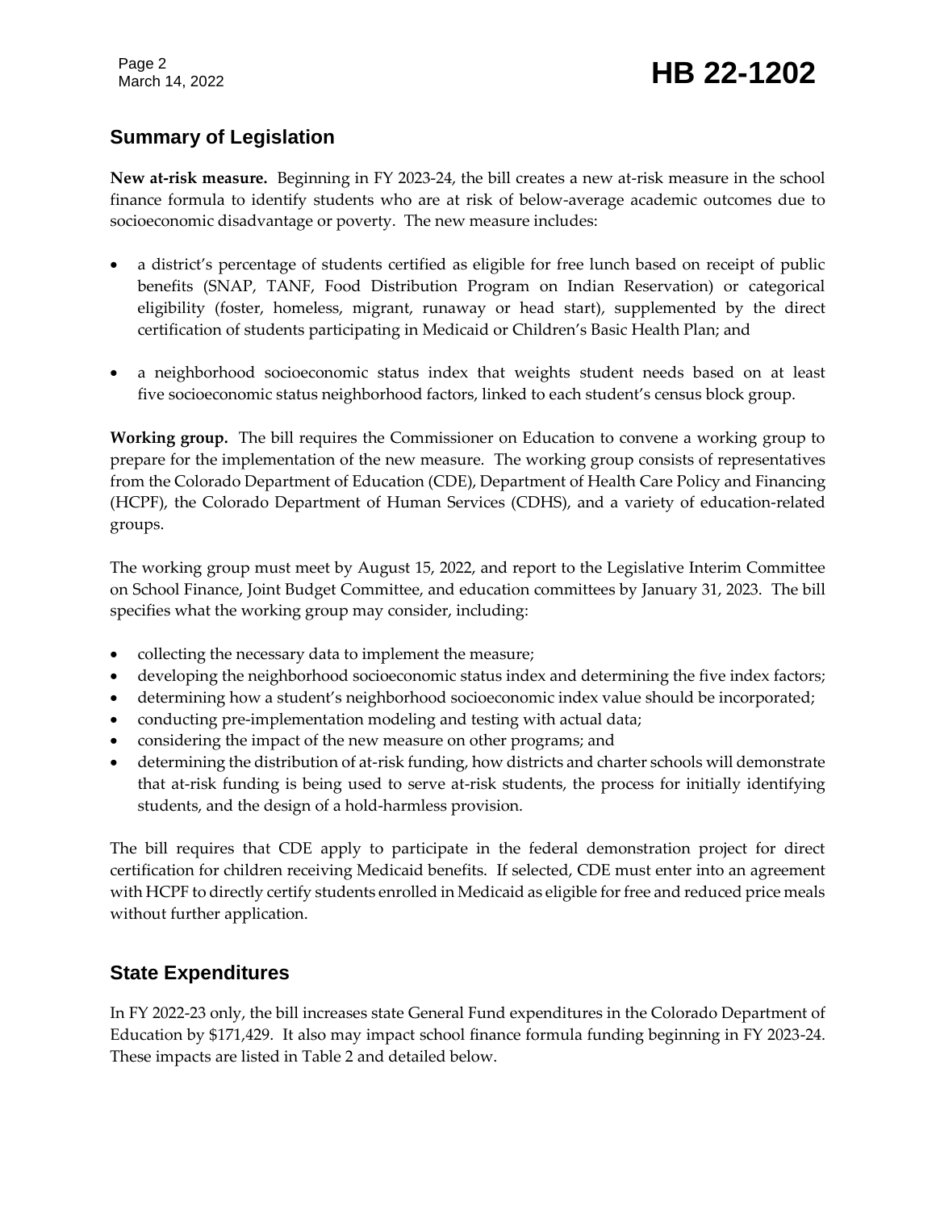## Summary of Legislation

**New at-risk measure.** Beginning in FY 2023-24, the bill creates a new at-risk measure in the school finance formula to identify students who are at risk of below-average academic outcomes due to socioeconomic disadvantage or poverty. The new measure includes:

- a district's percentage of students certified as eligible for free lunch based on receipt of public benefits (SNAP, TANF, Food Distribution Program on Indian Reservation) or categorical eligibility (foster, homeless, migrant, runaway or head start), supplemented by the direct certification of students participating in Medicaid or Children's Basic Health Plan; and

- a neighborhood socioeconomic status index that weights student needs based on at least five socioeconomic status neighborhood factors, linked to each student's census block group.

**Working group.** The bill requires the Commissioner on Education to convene a working group to prepare for the implementation of the new measure. The working group consists of representatives from the Colorado Department of Education (CDE), Department of Health Care Policy and Financing (HCPF), the Colorado Department of Human Services (CDHS), and a variety of education-related groups.

The working group must meet by August 15, 2022, and report to the Legislative Interim Committee on School Finance, Joint Budget Committee, and education committees by January 31, 2023. The bill specifies what the working group may consider, including:

- collecting the necessary data to implement the measure;
- developing the neighborhood socioeconomic status index and determining the five index factors;
- determining how a student's neighborhood socioeconomic index value should be incorporated;
- conducting pre-implementation modeling and testing with actual data;
- considering the impact of the new measure on other programs; and
- determining the distribution of at-risk funding, how districts and charter schools will demonstrate that at-risk funding is being used to serve at-risk students, the process for initially identifying students, and the design of a hold-harmless provision.

The bill requires that CDE apply to participate in the federal demonstration project for direct certification for children receiving Medicaid benefits. If selected, CDE must enter into an agreement with HCPF to directly certify students enrolled in Medicaid as eligible for free and reduced price meals without further application.

## State Expenditures

In FY 2022-23 only, the bill increases state General Fund expenditures in the Colorado Department of Education by $171,429. It also may impact school finance formula funding beginning in FY 2023-24. These impacts are listed in Table 2 and detailed below.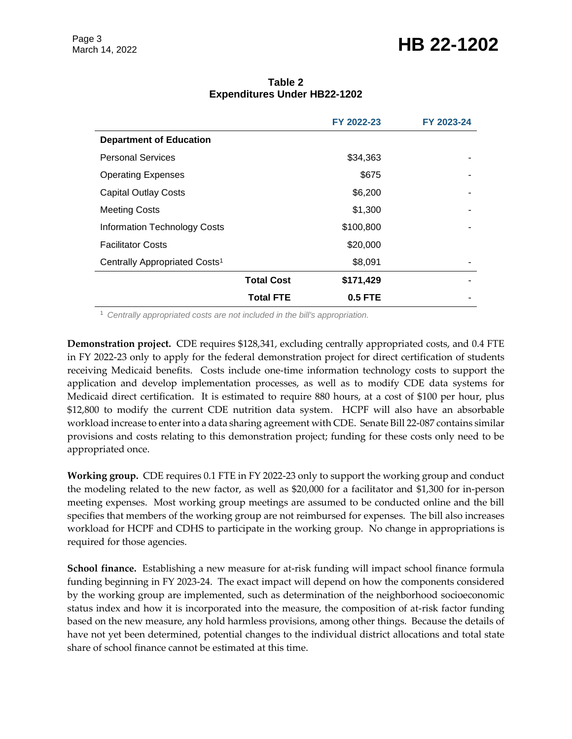**Table 2**
**Expenditures Under HB22-1202**

| | | FY 2022-23 | FY 2023-24 |
|---|---|---|---|
| **Department of Education** | | | |
| Personal Services | | $34,363 | - |
| Operating Expenses | | $675 | - |
| Capital Outlay Costs | | $6,200 | - |
| Meeting Costs | | $1,300 | - |
| Information Technology Costs | | $100,800 | - |
| Facilitator Costs | | $20,000 | |
| Centrally Appropriated Costs[1] | | $8,091 | - |
| | **Total Cost** | **$171,429** | - |
| | **Total FTE** | **0.5 FTE** | - |

[1] *Centrally appropriated costs are not included in the bill's appropriation.*

**Demonstration project.** CDE requires $128,341, excluding centrally appropriated costs, and 0.4 FTE in FY 2022-23 only to apply for the federal demonstration project for direct certification of students receiving Medicaid benefits. Costs include one-time information technology costs to support the application and develop implementation processes, as well as to modify CDE data systems for Medicaid direct certification. It is estimated to require 880 hours, at a cost of $100 per hour, plus $12,800 to modify the current CDE nutrition data system. HCPF will also have an absorbable workload increase to enter into a data sharing agreement with CDE. Senate Bill 22-087 contains similar provisions and costs relating to this demonstration project; funding for these costs only need to be appropriated once.

**Working group.** CDE requires 0.1 FTE in FY 2022-23 only to support the working group and conduct the modeling related to the new factor, as well as $20,000 for a facilitator and $1,300 for in-person meeting expenses. Most working group meetings are assumed to be conducted online and the bill specifies that members of the working group are not reimbursed for expenses. The bill also increases workload for HCPF and CDHS to participate in the working group. No change in appropriations is required for those agencies.

**School finance.** Establishing a new measure for at-risk funding will impact school finance formula funding beginning in FY 2023-24. The exact impact will depend on how the components considered by the working group are implemented, such as determination of the neighborhood socioeconomic status index and how it is incorporated into the measure, the composition of at-risk factor funding based on the new measure, any hold harmless provisions, among other things. Because the details of have not yet been determined, potential changes to the individual district allocations and total state share of school finance cannot be estimated at this time.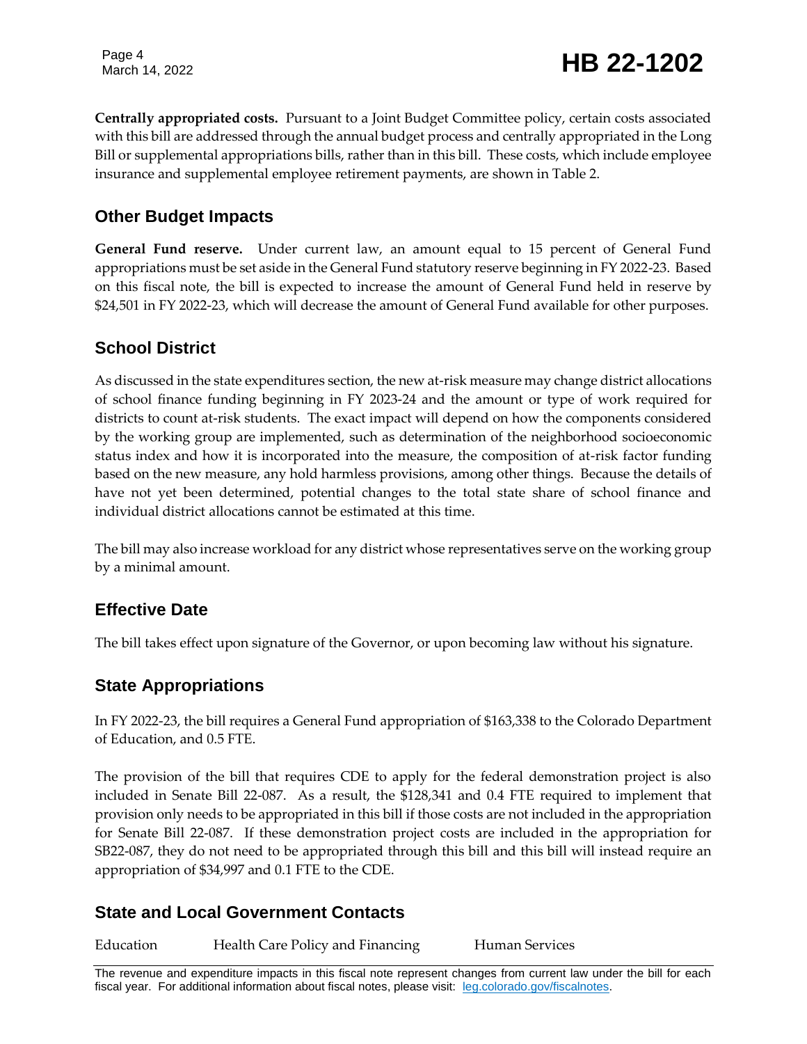**Centrally appropriated costs.** Pursuant to a Joint Budget Committee policy, certain costs associated with this bill are addressed through the annual budget process and centrally appropriated in the Long Bill or supplemental appropriations bills, rather than in this bill. These costs, which include employee insurance and supplemental employee retirement payments, are shown in Table 2.

## Other Budget Impacts

**General Fund reserve.** Under current law, an amount equal to 15 percent of General Fund appropriations must be set aside in the General Fund statutory reserve beginning in FY 2022-23. Based on this fiscal note, the bill is expected to increase the amount of General Fund held in reserve by $24,501 in FY 2022-23, which will decrease the amount of General Fund available for other purposes.

## School District

As discussed in the state expenditures section, the new at-risk measure may change district allocations of school finance funding beginning in FY 2023-24 and the amount or type of work required for districts to count at-risk students. The exact impact will depend on how the components considered by the working group are implemented, such as determination of the neighborhood socioeconomic status index and how it is incorporated into the measure, the composition of at-risk factor funding based on the new measure, any hold harmless provisions, among other things. Because the details of have not yet been determined, potential changes to the total state share of school finance and individual district allocations cannot be estimated at this time.

The bill may also increase workload for any district whose representatives serve on the working group by a minimal amount.

## Effective Date

The bill takes effect upon signature of the Governor, or upon becoming law without his signature.

## State Appropriations

In FY 2022-23, the bill requires a General Fund appropriation of $163,338 to the Colorado Department of Education, and 0.5 FTE.

The provision of the bill that requires CDE to apply for the federal demonstration project is also included in Senate Bill 22-087. As a result, the $128,341 and 0.4 FTE required to implement that provision only needs to be appropriated in this bill if those costs are not included in the appropriation for Senate Bill 22-087. If these demonstration project costs are included in the appropriation for SB22-087, they do not need to be appropriated through this bill and this bill will instead require an appropriation of $34,997 and 0.1 FTE to the CDE.

## State and Local Government Contacts

Education　　Health Care Policy and Financing　　Human Services

The revenue and expenditure impacts in this fiscal note represent changes from current law under the bill for each fiscal year. For additional information about fiscal notes, please visit: [leg.colorado.gov/fiscalnotes](leg.colorado.gov/fiscalnotes).